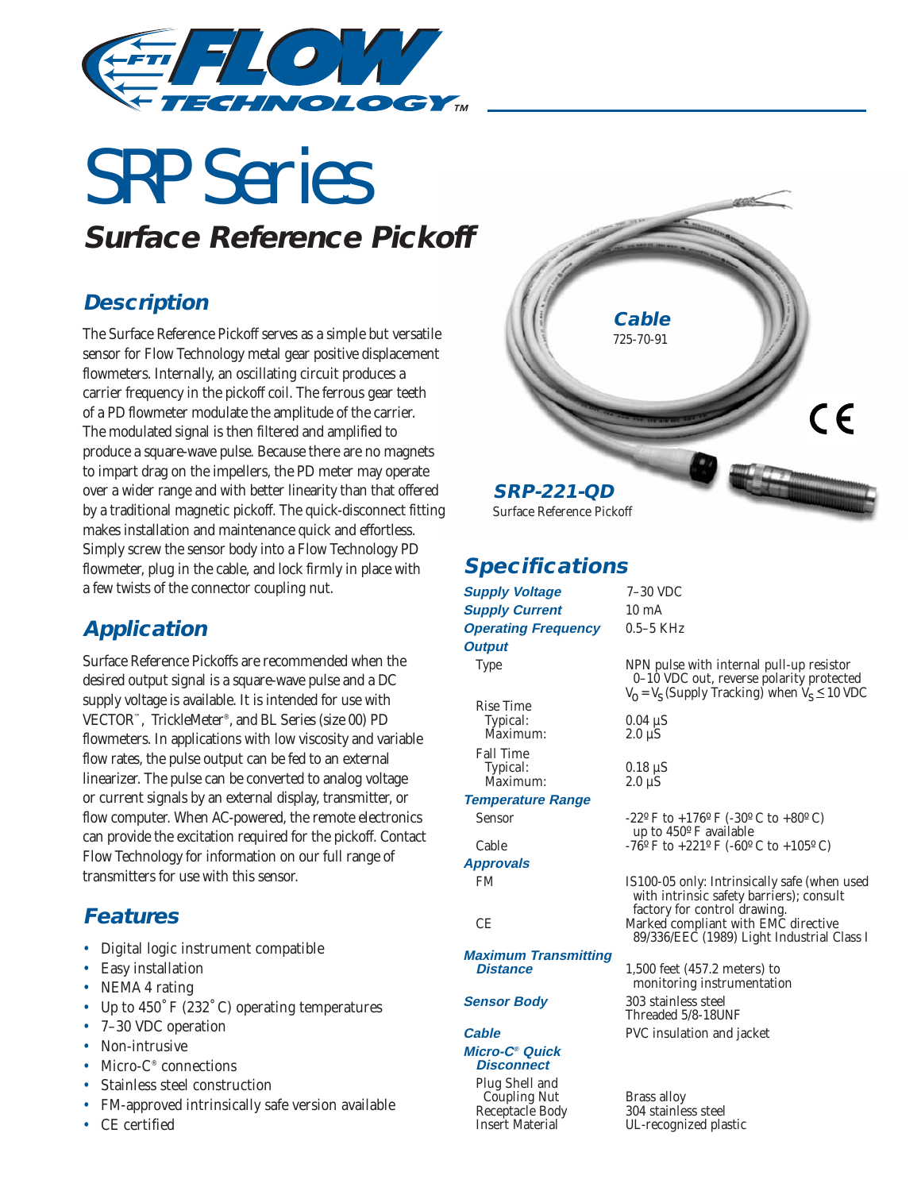# SRP Series

## Surface Reference Pickoff

### Description

The Surface Reference Pickoff serves as a simple but versatile sensor for Flow Technology metal gear positive displacement flowmeters. Internally, an oscillating circuit produces a carrier frequency in the pickoff coil. The ferrous gear teeth of a PD flowmeter modulate the amplitude of the carrier. The modulated signal is then filtered and amplified to produce a square-wave pulse. Because there are no magnets to impart drag on the impellers, the PD meter may operate over a wider range and with better linearity than that offered by a traditional magnetic pickoff. The quick-disconnect fitting makes installation and maintenance quick and effortless. Simply screw the sensor body into a Flow Technology PD flowmeter, plug in the cable, and lock firmly in place with a few twists of the connector coupling nut.

### Application

Surface Reference Pickoffs are recommended when the desired output signal is a square-wave pulse and a DC supply voltage is available. It is intended for use with VECTOR™, TrickleMeter®, and BL Series (size 00) PD flowmeters. In applications with low viscosity and variable flow rates, the pulse output can be fed to an external linearizer. The pulse can be converted to analog voltage or current signals by an external display, transmitter, or flow computer. When AC-powered, the remote electronics can provide the excitation required for the pickoff. Contact Flow Technology for information on our full range of transmitters for use with this sensor.

### Features

- Digital logic instrument compatible
- Easy installation
- NEMA 4 rating
- Up to 450˚ F (232˚ C) operating temperatures
- 7–30 VDC operation
- Non-intrusive
- Micro-C® connections
- Stainless steel construction
- FM-approved intrinsically safe version available
- CE certified

**Cable**
725-70-91

**SRP-221-QD**
Surface Reference Pickoff

### Specifications

| | |
|---|---|
| **Supply Voltage** | 7–30 VDC |
| **Supply Current** | 10 mA |
| **Operating Frequency** | 0.5–5 KHz |
| **Output** | |
| Type | NPN pulse with internal pull-up resistor 0–10 VDC out, reverse polarity protected $V_O = V_S$ (Supply Tracking) when $V_S \leq 10$ VDC |
| Rise Time | |
| Typical: | 0.04 µS |
| Maximum: | 2.0 µS |
| Fall Time | |
| Typical: | 0.18 µS |
| Maximum: | 2.0 µS |
| **Temperature Range** | |
| Sensor | -22º F to +176º F (-30º C to +80º C) up to 450º F available |
| Cable | -76º F to +221º F (-60º C to +105º C) |
| **Approvals** | |
| FM | IS100-05 only: Intrinsically safe (when used with intrinsic safety barriers); consult factory for control drawing. |
| CE | Marked compliant with EMC directive 89/336/EEC (1989) Light Industrial Class I |
| **Maximum Transmitting Distance** | 1,500 feet (457.2 meters) to monitoring instrumentation |
| **Sensor Body** | 303 stainless steel Threaded 5/8-18UNF |
| **Cable** | PVC insulation and jacket |
| **Micro-C® Quick Disconnect** | |
| Plug Shell and Coupling Nut | Brass alloy |
| Receptacle Body | 304 stainless steel |
| Insert Material | UL-recognized plastic |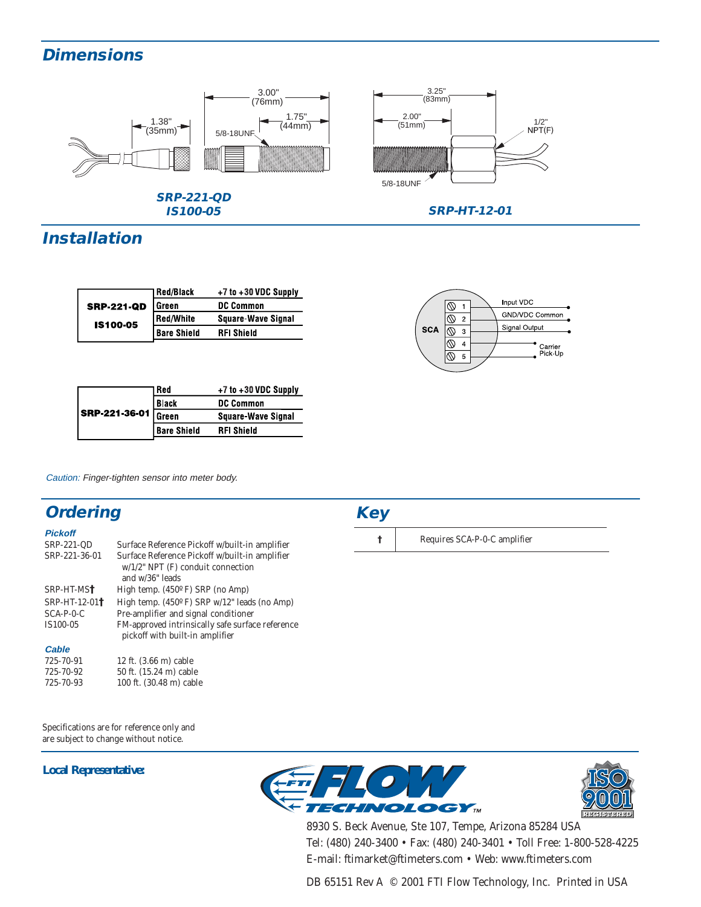## Dimensions

1.38"
(35mm)

3.00"
(76mm)

1.75"
(44mm)

5/8-18UNF

**SRP-221-QD**
**IS100-05**

3.25"
(83mm)

2.00"
(51mm)

1/2"
NPT(F)

5/8-18UNF

**SRP-HT-12-01**

## Installation

| | | |
|---|---|---|
| **SRP-221-QD** **IS100-05** | Red/Black | +7 to +30 VDC Supply |
| | Green | DC Common |
| | Red/White | Square-Wave Signal |
| | Bare Shield | RFI Shield |

SCA
1 Input VDC
2 GND/VDC Common
3 Signal Output
4 Carrier Pick-Up
5

| | | |
|---|---|---|
| **SRP-221-36-01** | Red | +7 to +30 VDC Supply |
| | Black | DC Common |
| | Green | Square-Wave Signal |
| | Bare Shield | RFI Shield |

*Caution: Finger-tighten sensor into meter body.*

## Ordering

### Pickoff

| | |
|---|---|
| SRP-221-QD | Surface Reference Pickoff w/built-in amplifier |
| SRP-221-36-01 | Surface Reference Pickoff w/built-in amplifier w/1/2" NPT (F) conduit connection and w/36" leads |
| SRP-HT-MS† | High temp. (450º F) SRP (no Amp) |
| SRP-HT-12-01† | High temp. (450º F) SRP w/12" leads (no Amp) |
| SCA-P-0-C | Pre-amplifier and signal conditioner |
| IS100-05 | FM-approved intrinsically safe surface reference pickoff with built-in amplifier |

### Cable

| | |
|---|---|
| 725-70-91 | 12 ft. (3.66 m) cable |
| 725-70-92 | 50 ft. (15.24 m) cable |
| 725-70-93 | 100 ft. (30.48 m) cable |

## Key

| | |
|---|---|
| † | Requires SCA-P-0-C amplifier |

Specifications are for reference only and are subject to change without notice.

**Local Representative:**

FTI FLOW TECHNOLOGY™

ISO 9001 REGISTERED

8930 S. Beck Avenue, Ste 107, Tempe, Arizona 85284 USA
Tel: (480) 240-3400 • Fax: (480) 240-3401 • Toll Free: 1-800-528-4225
E-mail: ftimarket@ftimeters.com • Web: www.ftimeters.com

DB 65151 Rev A © 2001 FTI Flow Technology, Inc. Printed in USA